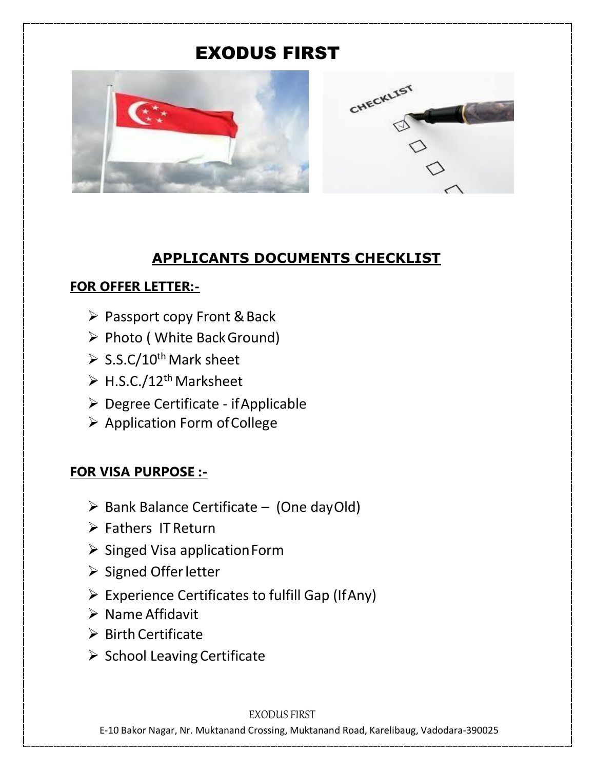# EXODUS FIRST

## APPLICANTS DOCUMENTS CHECKLIST

**FOR OFFER LETTER:-**

- Passport copy Front & Back
- Photo ( White Back Ground)
- S.S.C/10th Mark sheet
- H.S.C./12th Marksheet
- Degree Certificate - if Applicable
- Application Form of College

**FOR VISA PURPOSE :-**

- Bank Balance Certificate – (One day Old)
- Fathers IT Return
- Singed Visa application Form
- Signed Offer letter
- Experience Certificates to fulfill Gap (If Any)
- Name Affidavit
- Birth Certificate
- School Leaving Certificate

EXODUS FIRST

E-10 Bakor Nagar, Nr. Muktanand Crossing, Muktanand Road, Karelibaug, Vadodara-390025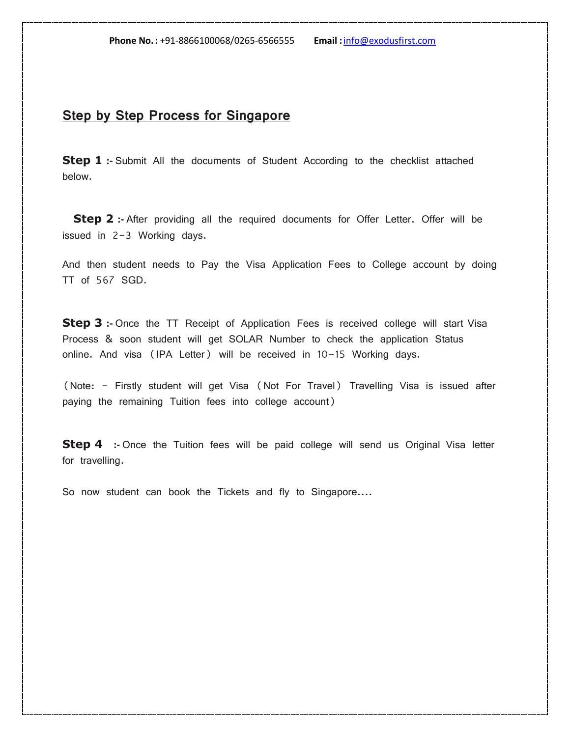## Step by Step Process for Singapore

**Step 1** :- Submit All the documents of Student According to the checklist attached below.

**Step 2** :- After providing all the required documents for Offer Letter. Offer will be issued in 2-3 Working days.

And then student needs to Pay the Visa Application Fees to College account by doing TT of 567 SGD.

**Step 3** :- Once the TT Receipt of Application Fees is received college will start Visa Process & soon student will get SOLAR Number to check the application Status online. And visa (IPA Letter) will be received in 10-15 Working days.

(Note: - Firstly student will get Visa (Not For Travel) Travelling Visa is issued after paying the remaining Tuition fees into college account)

**Step 4** :- Once the Tuition fees will be paid college will send us Original Visa letter for travelling.

So now student can book the Tickets and fly to Singapore....